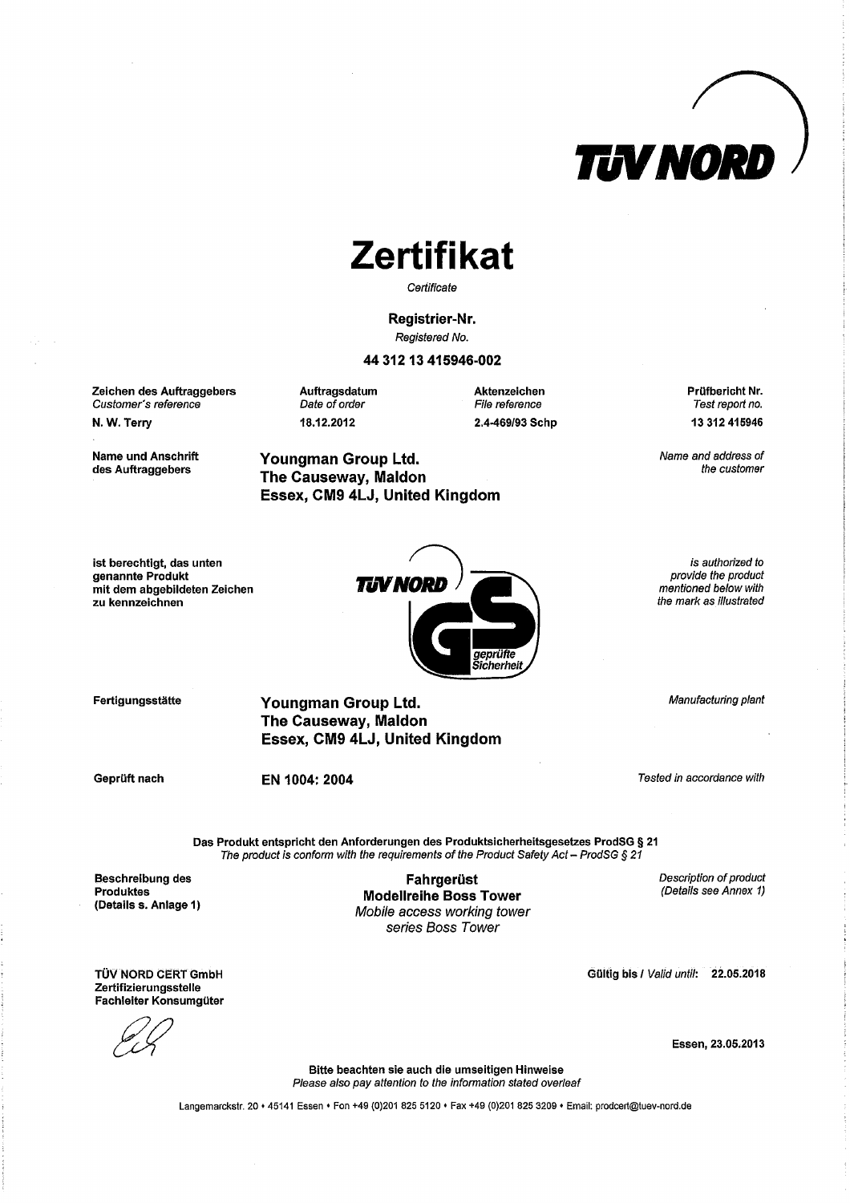# Zertifikat

*Certificate*

**Registrier-Nr.**
*Registered No.*

**44 312 13 415946-002**

| Zeichen des Auftraggebers *Customer's reference* | Auftragsdatum *Date of order* | Aktenzeichen *File reference* | Prüfbericht Nr. *Test report no.* |
|---|---|---|---|
| N. W. Terry | 18.12.2012 | 2.4-469/93 Schp | 13 312 415946 |

**Name und Anschrift des Auftraggebers** — *Name and address of the customer*

**Youngman Group Ltd.**
**The Causeway, Maldon**
**Essex, CM9 4LJ, United Kingdom**

**ist berechtigt, das unten genannte Produkt mit dem abgebildeten Zeichen zu kennzeichnen**

*is authorized to provide the product mentioned below with the mark as illustrated*

TÜV NORD GS geprüfte Sicherheit

**Fertigungsstätte** — *Manufacturing plant*

**Youngman Group Ltd.**
**The Causeway, Maldon**
**Essex, CM9 4LJ, United Kingdom**

**Geprüft nach** — *Tested in accordance with*

**EN 1004: 2004**

**Das Produkt entspricht den Anforderungen des Produktsicherheitsgesetzes ProdSG § 21**
*The product is conform with the requirements of the Product Safety Act – ProdSG § 21*

**Beschreibung des Produktes (Details s. Anlage 1)** — *Description of product (Details see Annex 1)*

**Fahrgerüst**
**Modellreihe Boss Tower**
*Mobile access working tower*
*series Boss Tower*

**TÜV NORD CERT GmbH**
**Zertifizierungsstelle**
**Fachleiter Konsumgüter**

**Gültig bis** / *Valid until*: **22.05.2018**

**Essen, 23.05.2013**

**Bitte beachten sie auch die umseitigen Hinweise**
*Please also pay attention to the information stated overleaf*

Langemarckstr. 20 • 45141 Essen • Fon +49 (0)201 825 5120 • Fax +49 (0)201 825 3209 • Email: prodcert@tuev-nord.de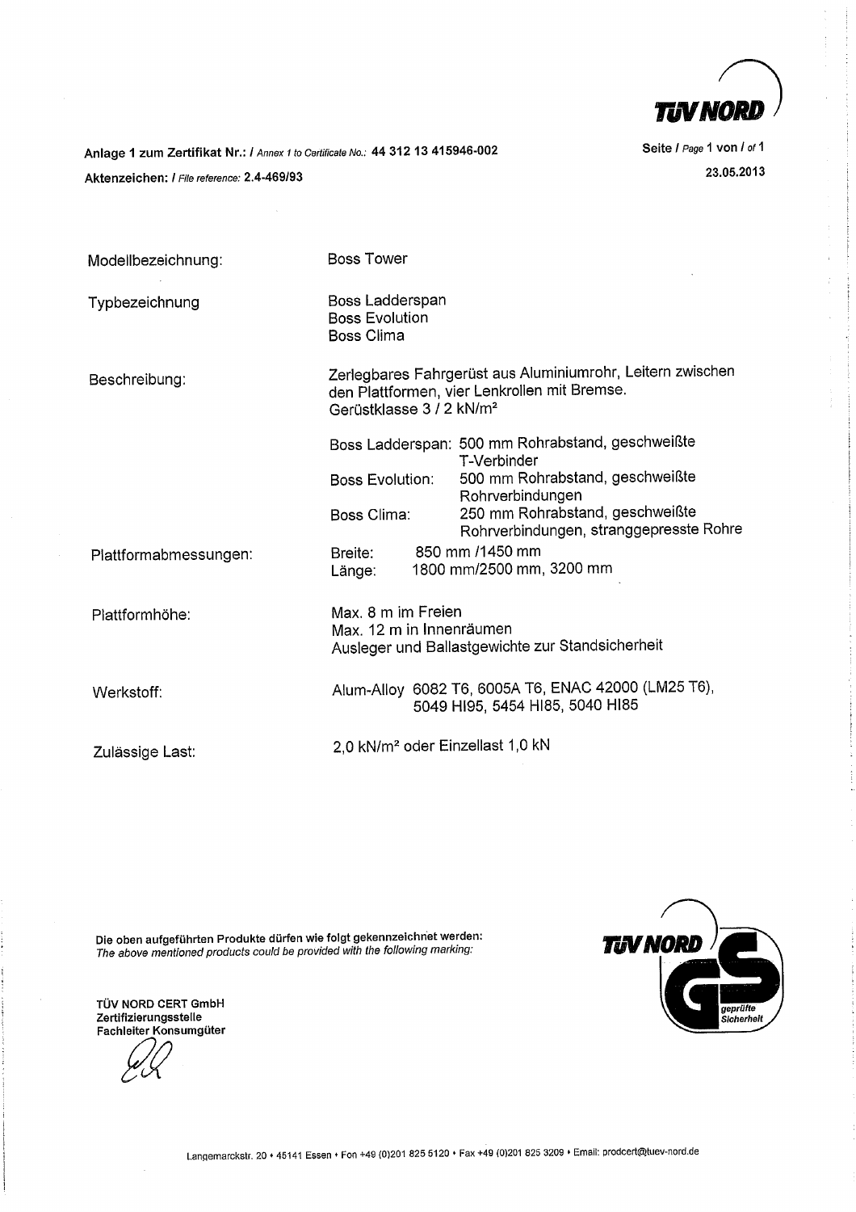TÜV NORD

**Anlage 1 zum Zertifikat Nr.:** / *Annex 1 to Certificate No.:* **44 312 13 415946-002**

**Aktenzeichen:** / *File reference:* **2.4-469/93**

**Seite** / *Page* 1 **von** / *of* 1

**23.05.2013**

| | |
|---|---|
| Modellbezeichnung: | Boss Tower |
| Typbezeichnung | Boss Ladderspan<br>Boss Evolution<br>Boss Clima |
| Beschreibung: | Zerlegbares Fahrgerüst aus Aluminiumrohr, Leitern zwischen den Plattformen, vier Lenkrollen mit Bremse.<br>Gerüstklasse 3 / 2 kN/m²<br><br>Boss Ladderspan: 500 mm Rohrabstand, geschweißte T-Verbinder<br>Boss Evolution: 500 mm Rohrabstand, geschweißte Rohrverbindungen<br>Boss Clima: 250 mm Rohrabstand, geschweißte Rohrverbindungen, stranggepresste Rohre |
| Plattformabmessungen: | Breite: 850 mm /1450 mm<br>Länge: 1800 mm/2500 mm, 3200 mm |
| Plattformhöhe: | Max. 8 m im Freien<br>Max. 12 m in Innenräumen<br>Ausleger und Ballastgewichte zur Standsicherheit |
| Werkstoff: | Alum-Alloy 6082 T6, 6005A T6, ENAC 42000 (LM25 T6), 5049 HI95, 5454 HI85, 5040 HI85 |
| Zulässige Last: | 2,0 kN/m² oder Einzellast 1,0 kN |

**Die oben aufgeführten Produkte dürfen wie folgt gekennzeichnet werden:**
*The above mentioned products could be provided with the following marking:*

TÜV NORD GS geprüfte Sicherheit

**TÜV NORD CERT GmbH**
**Zertifizierungsstelle**
**Fachleiter Konsumgüter**

Langemarckstr. 20 • 45141 Essen • Fon +49 (0)201 825 5120 • Fax +49 (0)201 825 3209 • Email: prodcert@tuev-nord.de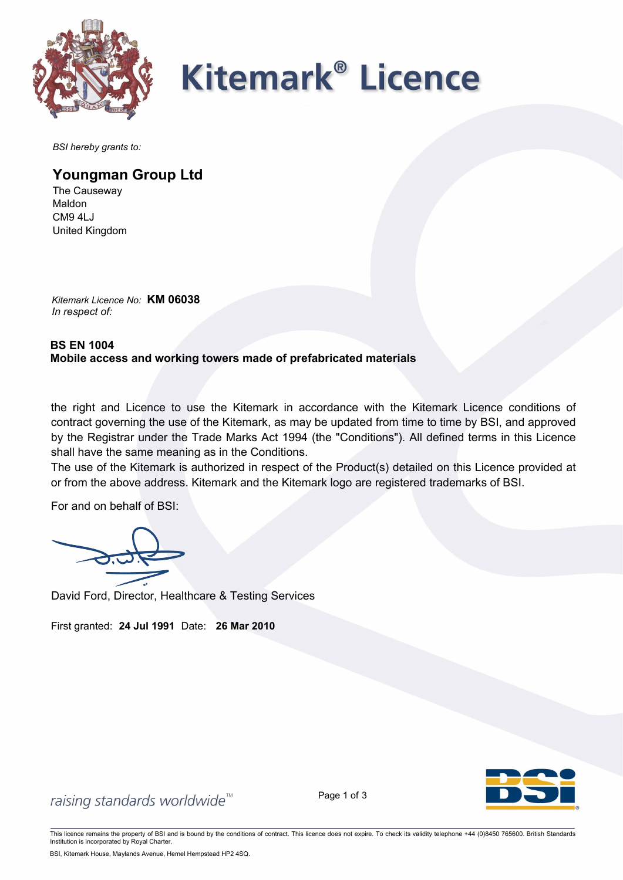# Kitemark® Licence

*BSI hereby grants to:*

## Youngman Group Ltd

The Causeway
Maldon
CM9 4LJ
United Kingdom

*Kitemark Licence No:* **KM 06038**
*In respect of:*

**BS EN 1004**
**Mobile access and working towers made of prefabricated materials**

the right and Licence to use the Kitemark in accordance with the Kitemark Licence conditions of contract governing the use of the Kitemark, as may be updated from time to time by BSI, and approved by the Registrar under the Trade Marks Act 1994 (the "Conditions"). All defined terms in this Licence shall have the same meaning as in the Conditions.
The use of the Kitemark is authorized in respect of the Product(s) detailed on this Licence provided at or from the above address. Kitemark and the Kitemark logo are registered trademarks of BSI.

For and on behalf of BSI:

David Ford, Director, Healthcare & Testing Services

First granted: **24 Jul 1991** Date: **26 Mar 2010**

*raising standards worldwide™*

This licence remains the property of BSI and is bound by the conditions of contract. This licence does not expire. To check its validity telephone +44 (0)8450 765600. British Standards Institution is incorporated by Royal Charter.

BSI, Kitemark House, Maylands Avenue, Hemel Hempstead HP2 4SQ.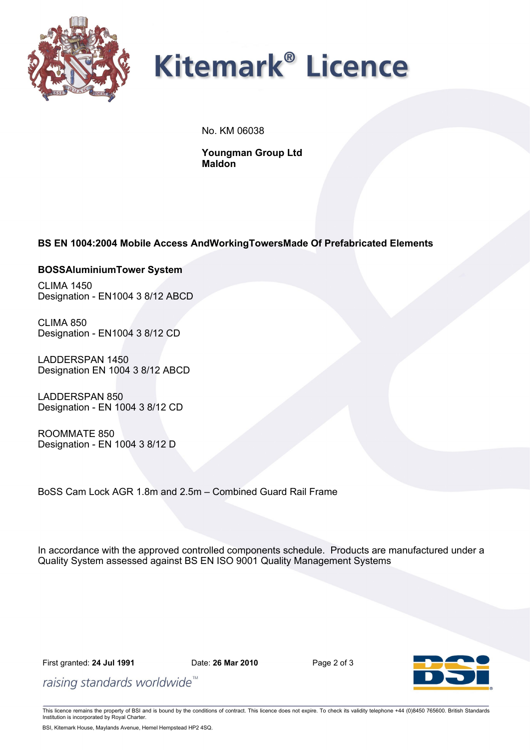# Kitemark® Licence

No. KM 06038

**Youngman Group Ltd**
**Maldon**

**BS EN 1004:2004 Mobile Access AndWorkingTowersMade Of Prefabricated Elements**

**BOSSAluminiumTower System**

CLIMA 1450
Designation - EN1004 3 8/12 ABCD

CLIMA 850
Designation - EN1004 3 8/12 CD

LADDERSPAN 1450
Designation EN 1004 3 8/12 ABCD

LADDERSPAN 850
Designation - EN 1004 3 8/12 CD

ROOMMATE 850
Designation - EN 1004 3 8/12 D

BoSS Cam Lock AGR 1.8m and 2.5m – Combined Guard Rail Frame

In accordance with the approved controlled components schedule. Products are manufactured under a Quality System assessed against BS EN ISO 9001 Quality Management Systems

First granted: **24 Jul 1991** Date: **26 Mar 2010**

*raising standards worldwide™*

This licence remains the property of BSI and is bound by the conditions of contract. This licence does not expire. To check its validity telephone +44 (0)8450 765600. British Standards Institution is incorporated by Royal Charter.

BSI, Kitemark House, Maylands Avenue, Hemel Hempstead HP2 4SQ.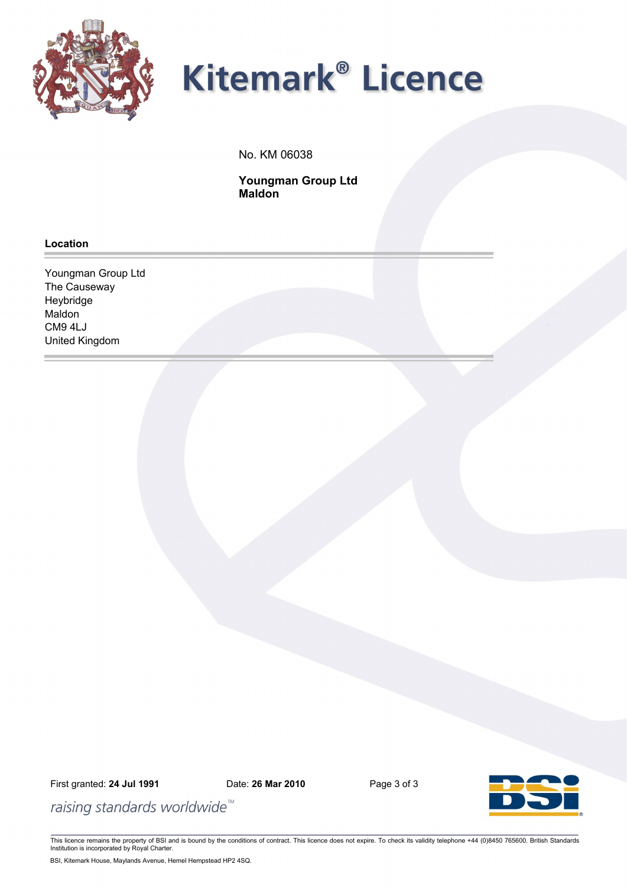# Kitemark® Licence

No. KM 06038

**Youngman Group Ltd**
**Maldon**

**Location**

Youngman Group Ltd
The Causeway
Heybridge
Maldon
CM9 4LJ
United Kingdom

First granted: **24 Jul 1991** Date: **26 Mar 2010**

*raising standards worldwide™*

This licence remains the property of BSI and is bound by the conditions of contract. This licence does not expire. To check its validity telephone +44 (0)8450 765600. British Standards Institution is incorporated by Royal Charter.

BSI, Kitemark House, Maylands Avenue, Hemel Hempstead HP2 4SQ.